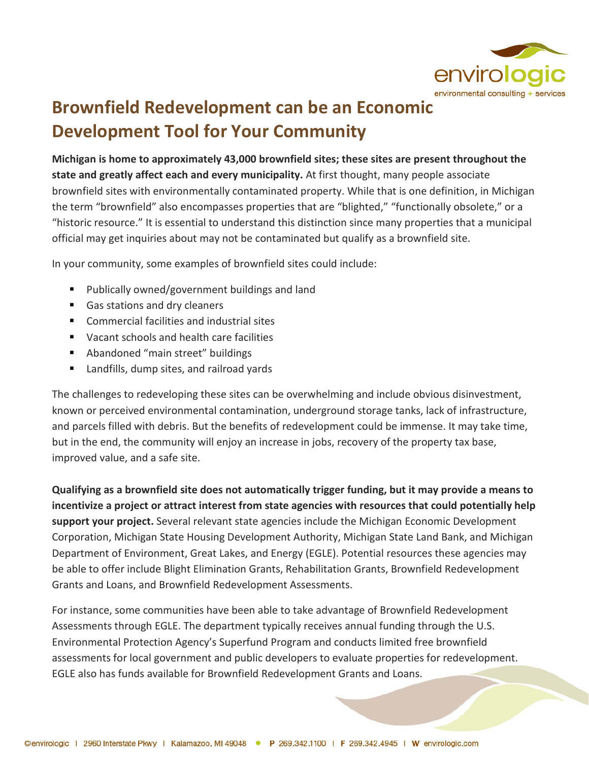# Brownfield Redevelopment can be an Economic Development Tool for Your Community

**Michigan is home to approximately 43,000 brownfield sites; these sites are present throughout the state and greatly affect each and every municipality.** At first thought, many people associate brownfield sites with environmentally contaminated property. While that is one definition, in Michigan the term "brownfield" also encompasses properties that are "blighted," "functionally obsolete," or a "historic resource." It is essential to understand this distinction since many properties that a municipal official may get inquiries about may not be contaminated but qualify as a brownfield site.

In your community, some examples of brownfield sites could include:

- Publically owned/government buildings and land
- Gas stations and dry cleaners
- Commercial facilities and industrial sites
- Vacant schools and health care facilities
- Abandoned "main street" buildings
- Landfills, dump sites, and railroad yards

The challenges to redeveloping these sites can be overwhelming and include obvious disinvestment, known or perceived environmental contamination, underground storage tanks, lack of infrastructure, and parcels filled with debris. But the benefits of redevelopment could be immense. It may take time, but in the end, the community will enjoy an increase in jobs, recovery of the property tax base, improved value, and a safe site.

**Qualifying as a brownfield site does not automatically trigger funding, but it may provide a means to incentivize a project or attract interest from state agencies with resources that could potentially help support your project.** Several relevant state agencies include the Michigan Economic Development Corporation, Michigan State Housing Development Authority, Michigan State Land Bank, and Michigan Department of Environment, Great Lakes, and Energy (EGLE). Potential resources these agencies may be able to offer include Blight Elimination Grants, Rehabilitation Grants, Brownfield Redevelopment Grants and Loans, and Brownfield Redevelopment Assessments.

For instance, some communities have been able to take advantage of Brownfield Redevelopment Assessments through EGLE. The department typically receives annual funding through the U.S. Environmental Protection Agency's Superfund Program and conducts limited free brownfield assessments for local government and public developers to evaluate properties for redevelopment. EGLE also has funds available for Brownfield Redevelopment Grants and Loans.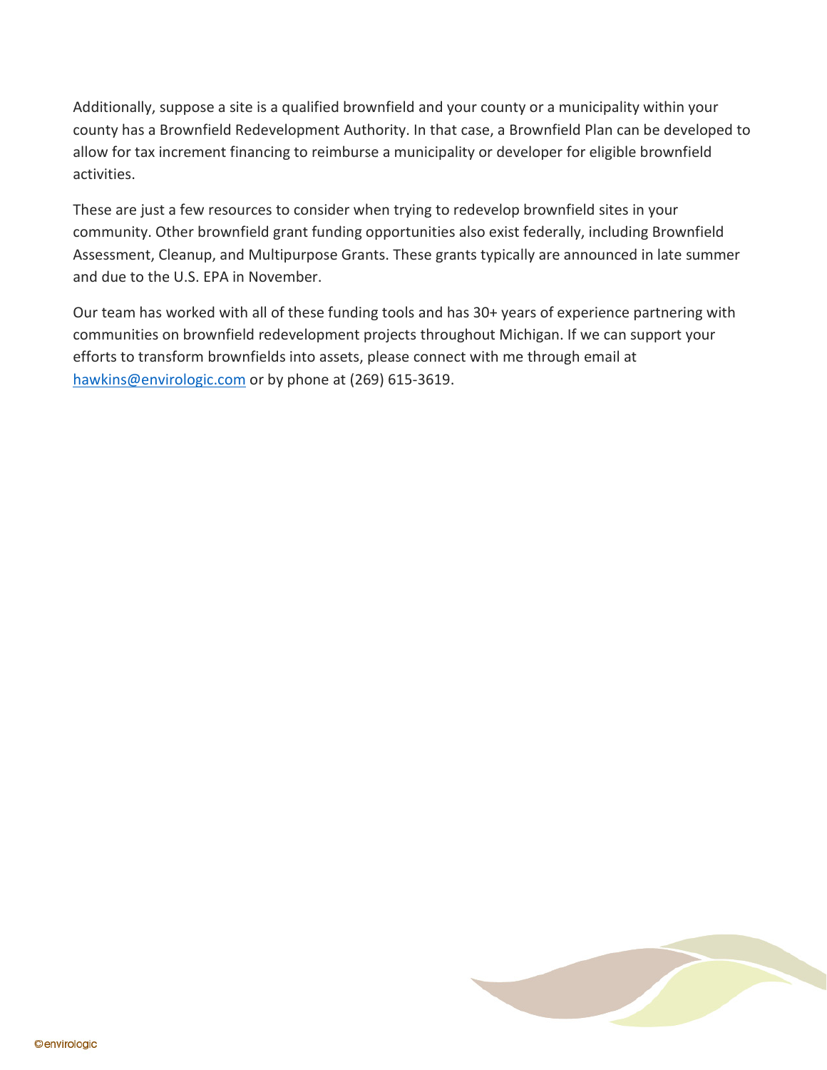Additionally, suppose a site is a qualified brownfield and your county or a municipality within your county has a Brownfield Redevelopment Authority. In that case, a Brownfield Plan can be developed to allow for tax increment financing to reimburse a municipality or developer for eligible brownfield activities.

These are just a few resources to consider when trying to redevelop brownfield sites in your community. Other brownfield grant funding opportunities also exist federally, including Brownfield Assessment, Cleanup, and Multipurpose Grants. These grants typically are announced in late summer and due to the U.S. EPA in November.

Our team has worked with all of these funding tools and has 30+ years of experience partnering with communities on brownfield redevelopment projects throughout Michigan. If we can support your efforts to transform brownfields into assets, please connect with me through email at [hawkins@envirologic.com](mailto:hawkins@envirologic.com) or by phone at (269) 615-3619.